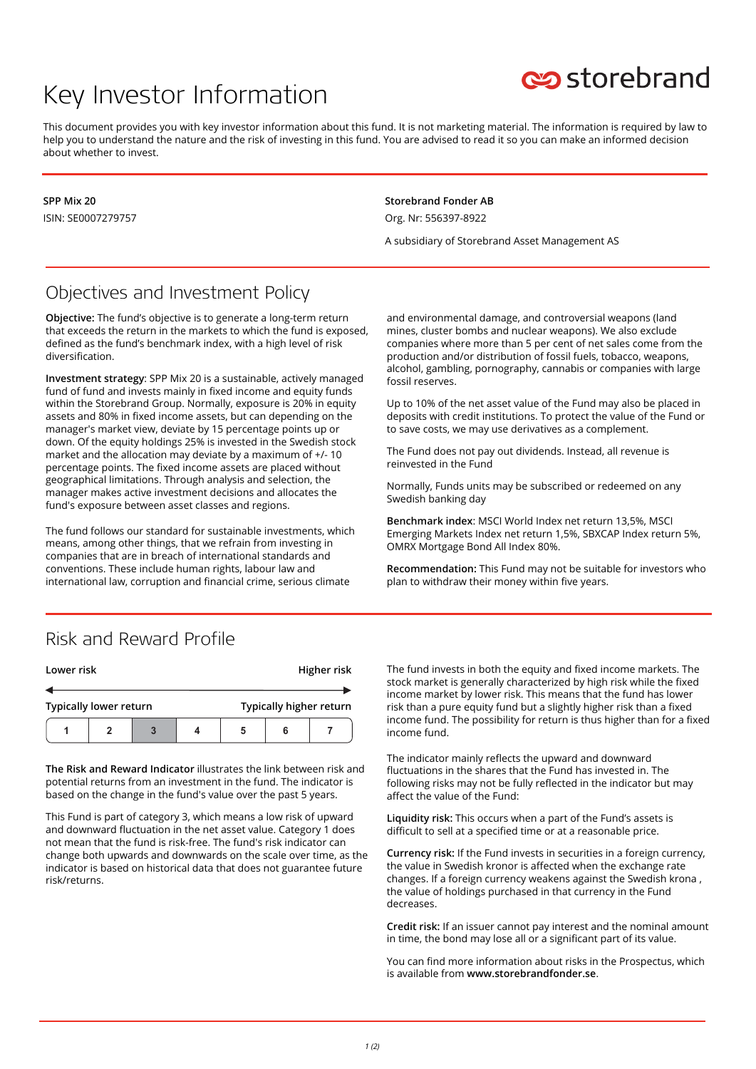# Key Investor Information

storebrand

This document provides you with key investor information about this fund. It is not marketing material. The information is required by law to help you to understand the nature and the risk of investing in this fund. You are advised to read it so you can make an informed decision about whether to invest.

**SPP Mix 20**

ISIN: SE0007279757

**Storebrand Fonder AB**

Org. Nr: 556397-8922

A subsidiary of Storebrand Asset Management AS

## Objectives and Investment Policy

**Objective:** The fund's objective is to generate a long-term return that exceeds the return in the markets to which the fund is exposed, defined as the fund's benchmark index, with a high level of risk diversification.

**Investment strategy**: SPP Mix 20 is a sustainable, actively managed fund of fund and invests mainly in fixed income and equity funds within the Storebrand Group. Normally, exposure is 20% in equity assets and 80% in fixed income assets, but can depending on the manager's market view, deviate by 15 percentage points up or down. Of the equity holdings 25% is invested in the Swedish stock market and the allocation may deviate by a maximum of +/- 10 percentage points. The fixed income assets are placed without geographical limitations. Through analysis and selection, the manager makes active investment decisions and allocates the fund's exposure between asset classes and regions.

The fund follows our standard for sustainable investments, which means, among other things, that we refrain from investing in companies that are in breach of international standards and conventions. These include human rights, labour law and international law, corruption and financial crime, serious climate and environmental damage, and controversial weapons (land mines, cluster bombs and nuclear weapons). We also exclude companies where more than 5 per cent of net sales come from the production and/or distribution of fossil fuels, tobacco, weapons, alcohol, gambling, pornography, cannabis or companies with large fossil reserves.

Up to 10% of the net asset value of the Fund may also be placed in deposits with credit institutions. To protect the value of the Fund or to save costs, we may use derivatives as a complement.

The Fund does not pay out dividends. Instead, all revenue is reinvested in the Fund

Normally, Funds units may be subscribed or redeemed on any Swedish banking day

**Benchmark index**: MSCI World Index net return 13,5%, MSCI Emerging Markets Index net return 1,5%, SBXCAP Index return 5%, OMRX Mortgage Bond All Index 80%.

**Recommendation:** This Fund may not be suitable for investors who plan to withdraw their money within five years.

## Risk and Reward Profile

| Lower risk | | | | | | Higher risk |
|---|---|---|---|---|---|---|
| Typically lower return | | | | | | Typically higher return |
| 1 | 2 | **3** | 4 | 5 | 6 | 7 |

**The Risk and Reward Indicator** illustrates the link between risk and potential returns from an investment in the fund. The indicator is based on the change in the fund's value over the past 5 years.

This Fund is part of category 3, which means a low risk of upward and downward fluctuation in the net asset value. Category 1 does not mean that the fund is risk-free. The fund's risk indicator can change both upwards and downwards on the scale over time, as the indicator is based on historical data that does not guarantee future risk/returns.

The fund invests in both the equity and fixed income markets. The stock market is generally characterized by high risk while the fixed income market by lower risk. This means that the fund has lower risk than a pure equity fund but a slightly higher risk than a fixed income fund. The possibility for return is thus higher than for a fixed income fund.

The indicator mainly reflects the upward and downward fluctuations in the shares that the Fund has invested in. The following risks may not be fully reflected in the indicator but may affect the value of the Fund:

**Liquidity risk:** This occurs when a part of the Fund's assets is difficult to sell at a specified time or at a reasonable price.

**Currency risk:** If the Fund invests in securities in a foreign currency, the value in Swedish kronor is affected when the exchange rate changes. If a foreign currency weakens against the Swedish krona , the value of holdings purchased in that currency in the Fund decreases.

**Credit risk:** If an issuer cannot pay interest and the nominal amount in time, the bond may lose all or a significant part of its value.

You can find more information about risks in the Prospectus, which is available from **www.storebrandfonder.se**.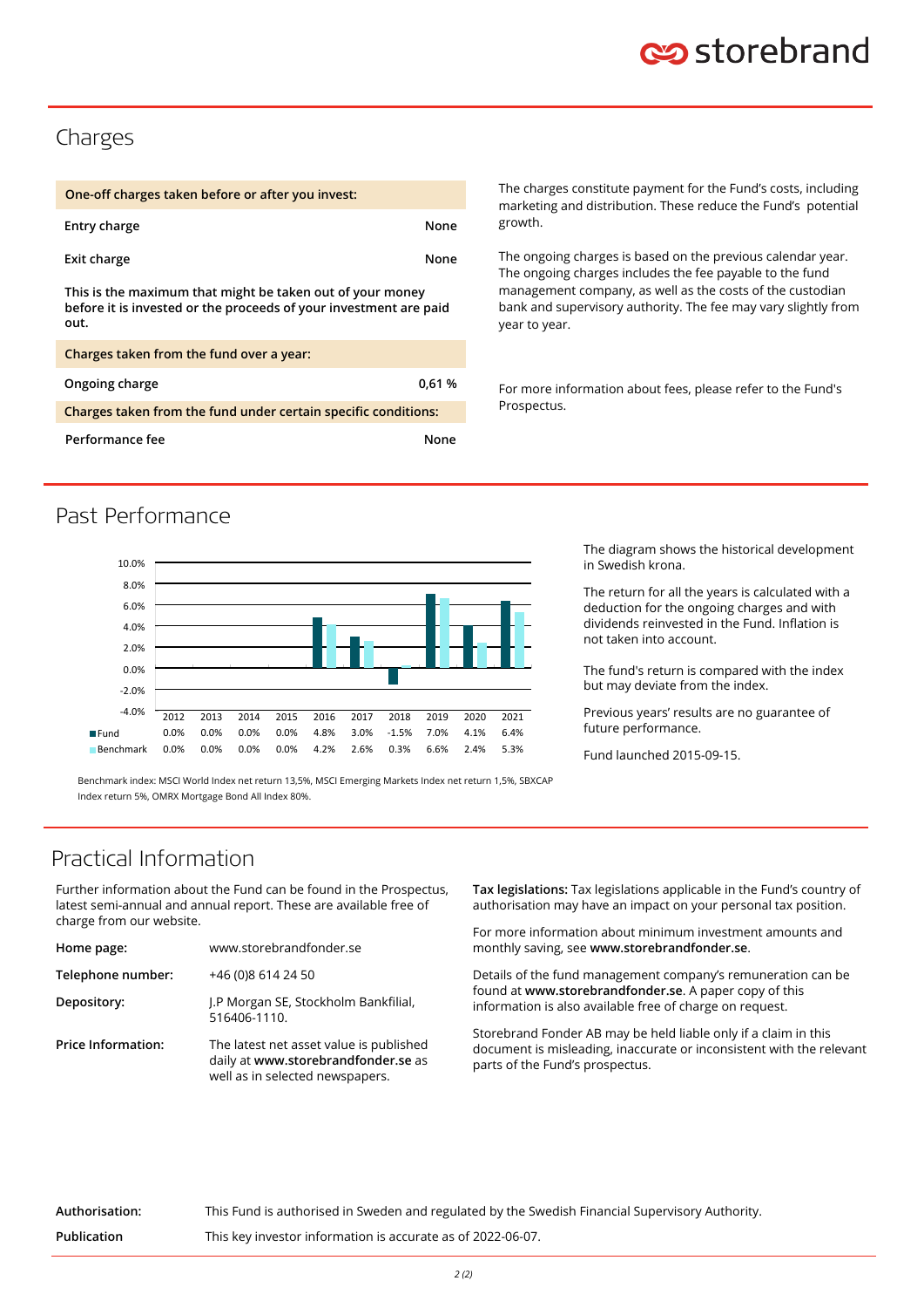## Charges

| One-off charges taken before or after you invest: | |
|---|---|
| **Entry charge** | **None** |
| **Exit charge** | **None** |
| **This is the maximum that might be taken out of your money before it is invested or the proceeds of your investment are paid out.** | |
| **Charges taken from the fund over a year:** | |
| **Ongoing charge** | **0,61 %** |
| **Charges taken from the fund under certain specific conditions:** | |
| **Performance fee** | **None** |

The charges constitute payment for the Fund's costs, including marketing and distribution. These reduce the Fund's potential growth.

The ongoing charges is based on the previous calendar year. The ongoing charges includes the fee payable to the fund management company, as well as the costs of the custodian bank and supervisory authority. The fee may vary slightly from year to year.

For more information about fees, please refer to the Fund's Prospectus.

## Past Performance

10.0%
8.0%
6.0%
4.0%
2.0%
0.0%
-2.0%
-4.0%

2012 2013 2014 2015 2016 2017 2018 2019 2020 2021

Fund 0.0% 0.0% 0.0% 0.0% 4.8% 3.0% -1.5% 7.0% 4.1% 6.4%

Benchmark 0.0% 0.0% 0.0% 0.0% 4.2% 2.6% 0.3% 6.6% 2.4% 5.3%

Benchmark index: MSCI World Index net return 13,5%, MSCI Emerging Markets Index net return 1,5%, SBXCAP Index return 5%, OMRX Mortgage Bond All Index 80%.

The diagram shows the historical development in Swedish krona.

The return for all the years is calculated with a deduction for the ongoing charges and with dividends reinvested in the Fund. Inflation is not taken into account.

The fund's return is compared with the index but may deviate from the index.

Previous years' results are no guarantee of future performance.

Fund launched 2015-09-15.

## Practical Information

Further information about the Fund can be found in the Prospectus, latest semi-annual and annual report. These are available free of charge from our website.

| | |
|---|---|
| **Home page:** | www.storebrandfonder.se |
| **Telephone number:** | +46 (0)8 614 24 50 |
| **Depository:** | J.P Morgan SE, Stockholm Bankfilial, 516406-1110. |
| **Price Information:** | The latest net asset value is published daily at **www.storebrandfonder.se** as well as in selected newspapers. |

**Tax legislations:** Tax legislations applicable in the Fund's country of authorisation may have an impact on your personal tax position.

For more information about minimum investment amounts and monthly saving, see **www.storebrandfonder.se**.

Details of the fund management company's remuneration can be found at **www.storebrandfonder.se**. A paper copy of this information is also available free of charge on request.

Storebrand Fonder AB may be held liable only if a claim in this document is misleading, inaccurate or inconsistent with the relevant parts of the Fund's prospectus.

| | |
|---|---|
| **Authorisation:** | This Fund is authorised in Sweden and regulated by the Swedish Financial Supervisory Authority. |
| **Publication** | This key investor information is accurate as of 2022-06-07. |